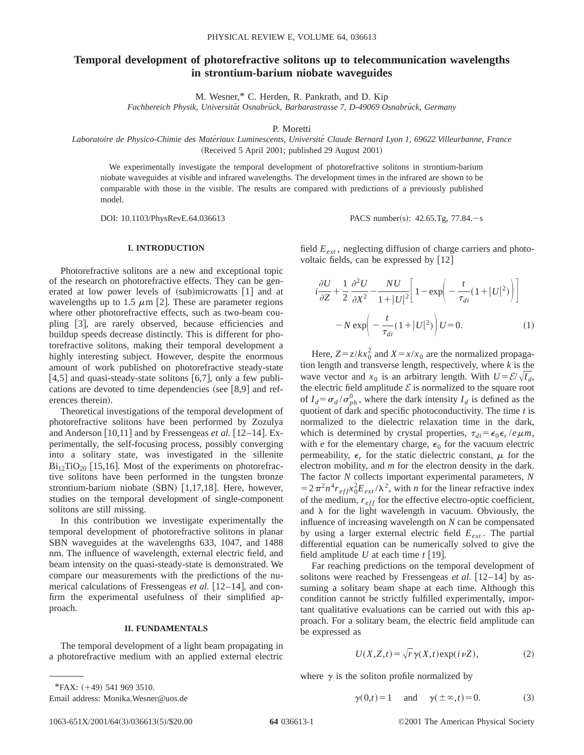# Temporal development of photorefractive solitons up to telecommunication wavelengths in strontium-barium niobate waveguides

M. Wesner,* C. Herden, R. Pankrath, and D. Kip

*Fachbereich Physik, Universität Osnabrück, Barbarastrasse 7, D-49069 Osnabrück, Germany*

P. Moretti

*Laboratoire de Physico-Chimie des Matériaux Luminescents, Université Claude Bernard Lyon 1, 69622 Villeurbanne, France*

(Received 5 April 2001; published 29 August 2001)

We experimentally investigate the temporal development of photorefractive solitons in strontium-barium niobate waveguides at visible and infrared wavelengths. The development times in the infrared are shown to be comparable with those in the visible. The results are compared with predictions of a previously published model.

DOI: 10.1103/PhysRevE.64.036613 PACS number(s): 42.65.Tg, 77.84.−s

## I. INTRODUCTION

Photorefractive solitons are a new and exceptional topic of the research on photorefractive effects. They can be generated at low power levels of (sub)microwatts [1] and at wavelengths up to 1.5 $\mu$m [2]. These are parameter regions where other photorefractive effects, such as two-beam coupling [3], are rarely observed, because efficiencies and buildup speeds decrease distinctly. This is different for photorefractive solitons, making their temporal development a highly interesting subject. However, despite the enormous amount of work published on photorefractive steady-state [4,5] and quasi-steady-state solitons [6,7], only a few publications are devoted to time dependencies (see [8,9] and references therein).

Theoretical investigations of the temporal development of photorefractive solitons have been performed by Zozulya and Anderson [10,11] and by Fressengeas *et al.* [12–14]. Experimentally, the self-focusing process, possibly converging into a solitary state, was investigated in the sillenite $Bi_{12}TiO_{20}$ [15,16]. Most of the experiments on photorefractive solitons have been performed in the tungsten bronze strontium-barium niobate (SBN) [1,17,18]. Here, however, studies on the temporal development of single-component solitons are still missing.

In this contribution we investigate experimentally the temporal development of photorefractive solitons in planar SBN waveguides at the wavelengths 633, 1047, and 1488 nm. The influence of wavelength, external electric field, and beam intensity on the quasi-steady-state is demonstrated. We compare our measurements with the predictions of the numerical calculations of Fressengeas *et al.* [12–14], and confirm the experimental usefulness of their simplified approach.

## II. FUNDAMENTALS

The temporal development of a light beam propagating in a photorefractive medium with an applied external electric field $E_{ext}$, neglecting diffusion of charge carriers and photovoltaic fields, can be expressed by [12]

$$i\frac{\partial U}{\partial Z}+\frac{1}{2}\frac{\partial^2 U}{\partial X^2}-\frac{NU}{1+|U|^2}\left[1-\exp\left(-\frac{t}{\tau_{di}}(1+|U|^2)\right)\right]-N\exp\left(-\frac{t}{\tau_{di}}(1+|U|^2)\right)U=0. \tag{1}$$

Here, $Z=z/kx_0^2$ and $X=x/x_0$ are the normalized propagation length and transverse length, respectively, where $k$ is the wave vector and $x_0$ is an arbitrary length. With $U=\mathcal{E}/\sqrt{I_d}$, the electric field amplitude $\mathcal{E}$ is normalized to the square root of $I_d=\sigma_d/\sigma_{ph}^0$, where the dark intensity $I_d$ is defined as the quotient of dark and specific photoconductivity. The time $t$ is normalized to the dielectric relaxation time in the dark, which is determined by crystal properties, $\tau_{di}=\epsilon_0\epsilon_r/e\mu m$, with $e$ for the elementary charge, $\epsilon_0$ for the vacuum electric permeability, $\epsilon_r$ for the static dielectric constant, $\mu$ for the electron mobility, and $m$ for the electron density in the dark. The factor $N$ collects important experimental parameters, $N=2\pi^2 n^4 r_{eff}x_0^2 E_{ext}/\lambda^2$, with $n$ for the linear refractive index of the medium, $r_{eff}$ for the effective electro-optic coefficient, and $\lambda$ for the light wavelength in vacuum. Obviously, the influence of increasing wavelength on $N$ can be compensated by using a larger external electric field $E_{ext}$. The partial differential equation can be numerically solved to give the field amplitude $U$ at each time $t$ [19].

Far reaching predictions on the temporal development of solitons were reached by Fressengeas *et al.* [12–14] by assuming a solitary beam shape at each time. Although this condition cannot be strictly fulfilled experimentally, important qualitative evaluations can be carried out with this approach. For a solitary beam, the electric field amplitude can be expressed as

$$U(X,Z,t)=\sqrt{r}\,\gamma(X,t)\exp(i\nu Z), \tag{2}$$

where $\gamma$ is the soliton profile normalized by

$$\gamma(0,t)=1 \quad \text{and} \quad \gamma(\pm\infty,t)=0. \tag{3}$$

*FAX: (+49) 541 969 3510.
Email address: Monika.Wesner@uos.de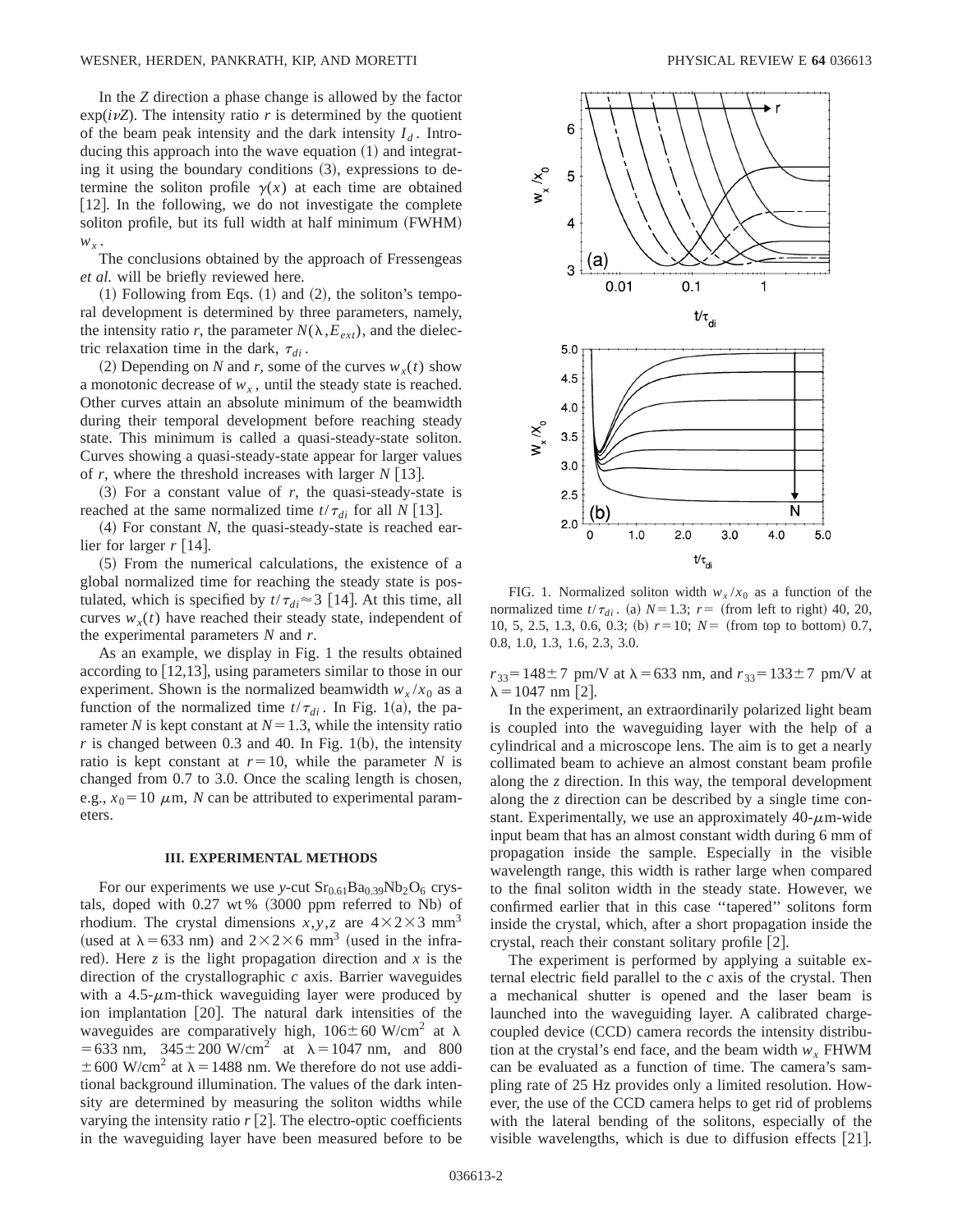In the $Z$ direction a phase change is allowed by the factor $\exp(i\nu Z)$. The intensity ratio $r$ is determined by the quotient of the beam peak intensity and the dark intensity $I_d$. Introducing this approach into the wave equation (1) and integrating it using the boundary conditions (3), expressions to determine the soliton profile $\gamma(x)$ at each time are obtained [12]. In the following, we do not investigate the complete soliton profile, but its full width at half minimum (FWHM) $w_x$.

The conclusions obtained by the approach of Fressengeas *et al.* will be briefly reviewed here.

(1) Following from Eqs. (1) and (2), the soliton's temporal development is determined by three parameters, namely, the intensity ratio $r$, the parameter $N(\lambda, E_{ext})$, and the dielectric relaxation time in the dark, $\tau_{di}$.

(2) Depending on $N$ and $r$, some of the curves $w_x(t)$ show a monotonic decrease of $w_x$, until the steady state is reached. Other curves attain an absolute minimum of the beamwidth during their temporal development before reaching steady state. This minimum is called a quasi-steady-state soliton. Curves showing a quasi-steady-state appear for larger values of $r$, where the threshold increases with larger $N$ [13].

(3) For a constant value of $r$, the quasi-steady-state is reached at the same normalized time $t/\tau_{di}$ for all $N$ [13].

(4) For constant $N$, the quasi-steady-state is reached earlier for larger $r$ [14].

(5) From the numerical calculations, the existence of a global normalized time for reaching the steady state is postulated, which is specified by $t/\tau_{di} \approx 3$ [14]. At this time, all curves $w_x(t)$ have reached their steady state, independent of the experimental parameters $N$ and $r$.

As an example, we display in Fig. 1 the results obtained according to [12,13], using parameters similar to those in our experiment. Shown is the normalized beamwidth $w_x/x_0$ as a function of the normalized time $t/\tau_{di}$. In Fig. 1(a), the parameter $N$ is kept constant at $N = 1.3$, while the intensity ratio $r$ is changed between 0.3 and 40. In Fig. 1(b), the intensity ratio is kept constant at $r = 10$, while the parameter $N$ is changed from 0.7 to 3.0. Once the scaling length is chosen, e.g., $x_0 = 10\ \mu$m, $N$ can be attributed to experimental parameters.

FIG. 1. Normalized soliton width $w_x/x_0$ as a function of the normalized time $t/\tau_{di}$. (a) $N = 1.3$; $r =$ (from left to right) 40, 20, 10, 5, 2.5, 1.3, 0.6, 0.3; (b) $r = 10$; $N =$ (from top to bottom) 0.7, 0.8, 1.0, 1.3, 1.6, 2.3, 3.0.

## III. EXPERIMENTAL METHODS

For our experiments we use $y$-cut $Sr_{0.61}Ba_{0.39}Nb_2O_6$ crystals, doped with 0.27 wt % (3000 ppm referred to Nb) of rhodium. The crystal dimensions $x,y,z$ are $4\times2\times3$ mm$^3$ (used at $\lambda = 633$ nm) and $2\times2\times6$ mm$^3$ (used in the infrared). Here $z$ is the light propagation direction and $x$ is the direction of the crystallographic $c$ axis. Barrier waveguides with a 4.5-$\mu$m-thick waveguiding layer were produced by ion implantation [20]. The natural dark intensities of the waveguides are comparatively high, $106\pm60$ W/cm$^2$ at $\lambda = 633$ nm, $345\pm200$ W/cm$^2$ at $\lambda = 1047$ nm, and $800\pm600$ W/cm$^2$ at $\lambda = 1488$ nm. We therefore do not use additional background illumination. The values of the dark intensity are determined by measuring the soliton widths while varying the intensity ratio $r$ [2]. The electro-optic coefficients in the waveguiding layer have been measured before to be $r_{33} = 148\pm7$ pm/V at $\lambda = 633$ nm, and $r_{33} = 133\pm7$ pm/V at $\lambda = 1047$ nm [2].

In the experiment, an extraordinarily polarized light beam is coupled into the waveguiding layer with the help of a cylindrical and a microscope lens. The aim is to get a nearly collimated beam to achieve an almost constant beam profile along the $z$ direction. In this way, the temporal development along the $z$ direction can be described by a single time constant. Experimentally, we use an approximately 40-$\mu$m-wide input beam that has an almost constant width during 6 mm of propagation inside the sample. Especially in the visible wavelength range, this width is rather large when compared to the final soliton width in the steady state. However, we confirmed earlier that in this case "tapered" solitons form inside the crystal, which, after a short propagation inside the crystal, reach their constant solitary profile [2].

The experiment is performed by applying a suitable external electric field parallel to the $c$ axis of the crystal. Then a mechanical shutter is opened and the laser beam is launched into the waveguiding layer. A calibrated charge-coupled device (CCD) camera records the intensity distribution at the crystal's end face, and the beam width $w_x$ FHWM can be evaluated as a function of time. The camera's sampling rate of 25 Hz provides only a limited resolution. However, the use of the CCD camera helps to get rid of problems with the lateral bending of the solitons, especially of the visible wavelengths, which is due to diffusion effects [21].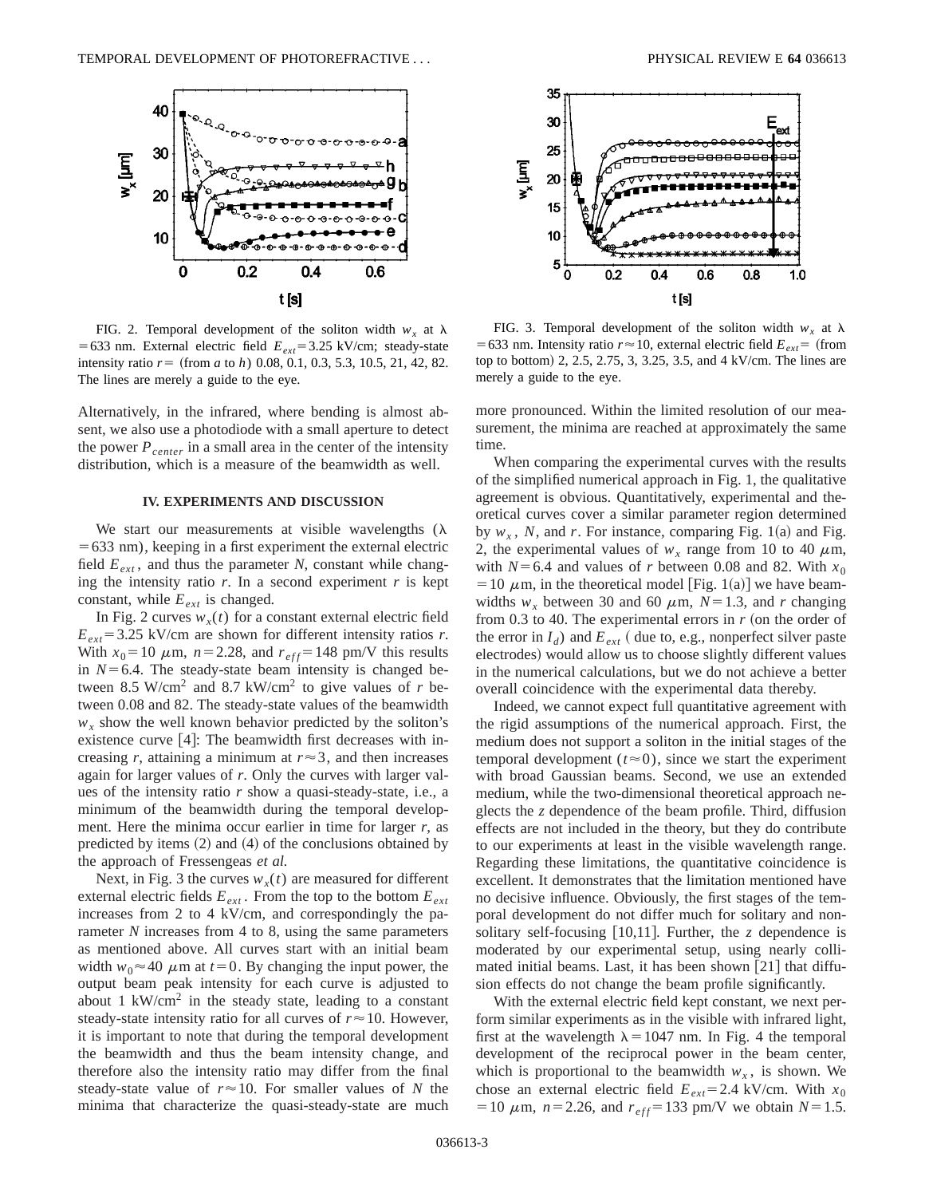FIG. 2. Temporal development of the soliton width $w_x$ at $\lambda = 633$ nm. External electric field $E_{ext} = 3.25$ kV/cm; steady-state intensity ratio $r =$ (from *a* to *h*) 0.08, 0.1, 0.3, 5.3, 10.5, 21, 42, 82. The lines are merely a guide to the eye.

FIG. 3. Temporal development of the soliton width $w_x$ at $\lambda = 633$ nm. Intensity ratio $r \approx 10$, external electric field $E_{ext} =$ (from top to bottom) 2, 2.5, 2.75, 3, 3.25, 3.5, and 4 kV/cm. The lines are merely a guide to the eye.

Alternatively, in the infrared, where bending is almost absent, we also use a photodiode with a small aperture to detect the power $P_{center}$ in a small area in the center of the intensity distribution, which is a measure of the beamwidth as well.

### IV. EXPERIMENTS AND DISCUSSION

We start our measurements at visible wavelengths ($\lambda = 633$ nm), keeping in a first experiment the external electric field $E_{ext}$, and thus the parameter *N*, constant while changing the intensity ratio *r*. In a second experiment *r* is kept constant, while $E_{ext}$ is changed.

In Fig. 2 curves $w_x(t)$ for a constant external electric field $E_{ext} = 3.25$ kV/cm are shown for different intensity ratios *r*. With $x_0 = 10$ $\mu$m, $n = 2.28$, and $r_{eff} = 148$ pm/V this results in $N = 6.4$. The steady-state beam intensity is changed between 8.5 W/cm$^2$ and 8.7 kW/cm$^2$ to give values of *r* between 0.08 and 82. The steady-state values of the beamwidth $w_x$ show the well known behavior predicted by the soliton's existence curve [4]: The beamwidth first decreases with increasing *r*, attaining a minimum at $r \approx 3$, and then increases again for larger values of *r*. Only the curves with larger values of the intensity ratio *r* show a quasi-steady-state, i.e., a minimum of the beamwidth during the temporal development. Here the minima occur earlier in time for larger *r*, as predicted by items (2) and (4) of the conclusions obtained by the approach of Fressengeas *et al.*

Next, in Fig. 3 the curves $w_x(t)$ are measured for different external electric fields $E_{ext}$. From the top to the bottom $E_{ext}$ increases from 2 to 4 kV/cm, and correspondingly the parameter *N* increases from 4 to 8, using the same parameters as mentioned above. All curves start with an initial beam width $w_0 \approx 40$ $\mu$m at $t = 0$. By changing the input power, the output beam peak intensity for each curve is adjusted to about 1 kW/cm$^2$ in the steady state, leading to a constant steady-state intensity ratio for all curves of $r \approx 10$. However, it is important to note that during the temporal development the beamwidth and thus the beam intensity change, and therefore also the intensity ratio may differ from the final steady-state value of $r \approx 10$. For smaller values of *N* the minima that characterize the quasi-steady-state are much more pronounced. Within the limited resolution of our measurement, the minima are reached at approximately the same time.

When comparing the experimental curves with the results of the simplified numerical approach in Fig. 1, the qualitative agreement is obvious. Quantitatively, experimental and theoretical curves cover a similar parameter region determined by $w_x$, *N*, and *r*. For instance, comparing Fig. 1(a) and Fig. 2, the experimental values of $w_x$ range from 10 to 40 $\mu$m, with $N = 6.4$ and values of *r* between 0.08 and 82. With $x_0 = 10$ $\mu$m, in the theoretical model [Fig. 1(a)] we have beamwidths $w_x$ between 30 and 60 $\mu$m, $N = 1.3$, and *r* changing from 0.3 to 40. The experimental errors in *r* (on the order of the error in $I_d$) and $E_{ext}$ ( due to, e.g., nonperfect silver paste electrodes) would allow us to choose slightly different values in the numerical calculations, but we do not achieve a better overall coincidence with the experimental data thereby.

Indeed, we cannot expect full quantitative agreement with the rigid assumptions of the numerical approach. First, the medium does not support a soliton in the initial stages of the temporal development ($t \approx 0$), since we start the experiment with broad Gaussian beams. Second, we use an extended medium, while the two-dimensional theoretical approach neglects the *z* dependence of the beam profile. Third, diffusion effects are not included in the theory, but they do contribute to our experiments at least in the visible wavelength range. Regarding these limitations, the quantitative coincidence is excellent. It demonstrates that the limitation mentioned have no decisive influence. Obviously, the first stages of the temporal development do not differ much for solitary and nonsolitary self-focusing [10,11]. Further, the *z* dependence is moderated by our experimental setup, using nearly collimated initial beams. Last, it has been shown [21] that diffusion effects do not change the beam profile significantly.

With the external electric field kept constant, we next perform similar experiments as in the visible with infrared light, first at the wavelength $\lambda = 1047$ nm. In Fig. 4 the temporal development of the reciprocal power in the beam center, which is proportional to the beamwidth $w_x$, is shown. We chose an external electric field $E_{ext} = 2.4$ kV/cm. With $x_0 = 10$ $\mu$m, $n = 2.26$, and $r_{eff} = 133$ pm/V we obtain $N = 1.5$.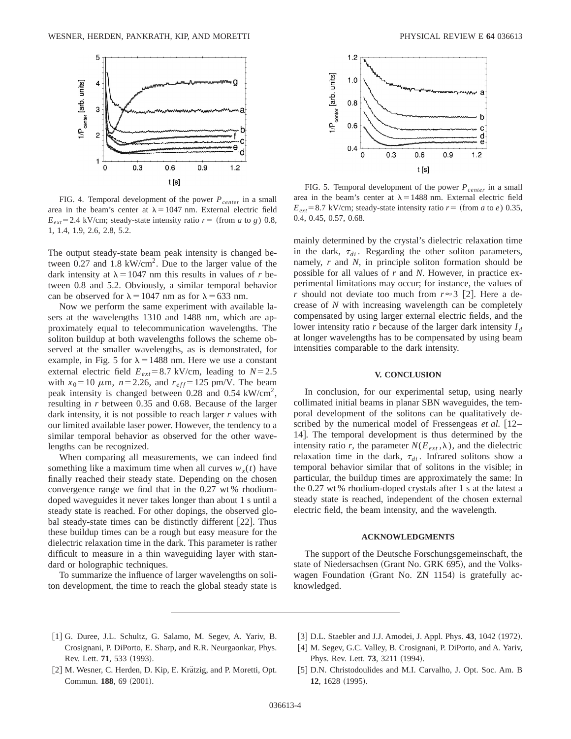FIG. 4. Temporal development of the power $P_{center}$ in a small area in the beam's center at $\lambda = 1047$ nm. External electric field $E_{ext} = 2.4$ kV/cm; steady-state intensity ratio $r =$ (from $a$ to $g$) 0.8, 1, 1.4, 1.9, 2.6, 2.8, 5.2.

FIG. 5. Temporal development of the power $P_{center}$ in a small area in the beam's center at $\lambda = 1488$ nm. External electric field $E_{ext} = 8.7$ kV/cm; steady-state intensity ratio $r =$ (from $a$ to $e$) 0.35, 0.4, 0.45, 0.57, 0.68.

The output steady-state beam peak intensity is changed between 0.27 and 1.8 kW/cm$^2$. Due to the larger value of the dark intensity at $\lambda = 1047$ nm this results in values of $r$ between 0.8 and 5.2. Obviously, a similar temporal behavior can be observed for $\lambda = 1047$ nm as for $\lambda = 633$ nm.

Now we perform the same experiment with available lasers at the wavelengths 1310 and 1488 nm, which are approximately equal to telecommunication wavelengths. The soliton buildup at both wavelengths follows the scheme observed at the smaller wavelengths, as is demonstrated, for example, in Fig. 5 for $\lambda = 1488$ nm. Here we use a constant external electric field $E_{ext} = 8.7$ kV/cm, leading to $N = 2.5$ with $x_0 = 10$ $\mu$m, $n = 2.26$, and $r_{eff} = 125$ pm/V. The beam peak intensity is changed between 0.28 and 0.54 kW/cm$^2$, resulting in $r$ between 0.35 and 0.68. Because of the larger dark intensity, it is not possible to reach larger $r$ values with our limited available laser power. However, the tendency to a similar temporal behavior as observed for the other wavelengths can be recognized.

When comparing all measurements, we can indeed find something like a maximum time when all curves $w_x(t)$ have finally reached their steady state. Depending on the chosen convergence range we find that in the 0.27 wt % rhodium-doped waveguides it never takes longer than about 1 s until a steady state is reached. For other dopings, the observed global steady-state times can be distinctly different [22]. Thus these buildup times can be a rough but easy measure for the dielectric relaxation time in the dark. This parameter is rather difficult to measure in a thin waveguiding layer with standard or holographic techniques.

To summarize the influence of larger wavelengths on soliton development, the time to reach the global steady state is mainly determined by the crystal's dielectric relaxation time in the dark, $\tau_{di}$. Regarding the other soliton parameters, namely, $r$ and $N$, in principle soliton formation should be possible for all values of $r$ and $N$. However, in practice experimental limitations may occur; for instance, the values of $r$ should not deviate too much from $r \approx 3$ [2]. Here a decrease of $N$ with increasing wavelength can be completely compensated by using larger external electric fields, and the lower intensity ratio $r$ because of the larger dark intensity $I_d$ at longer wavelengths has to be compensated by using beam intensities comparable to the dark intensity.

## V. CONCLUSION

In conclusion, for our experimental setup, using nearly collimated initial beams in planar SBN waveguides, the temporal development of the solitons can be qualitatively described by the numerical model of Fressengeas *et al.* [12–14]. The temporal development is thus determined by the intensity ratio $r$, the parameter $N(E_{ext}, \lambda)$, and the dielectric relaxation time in the dark, $\tau_{di}$. Infrared solitons show a temporal behavior similar that of solitons in the visible; in particular, the buildup times are approximately the same: In the 0.27 wt % rhodium-doped crystals after 1 s at the latest a steady state is reached, independent of the chosen external electric field, the beam intensity, and the wavelength.

## ACKNOWLEDGMENTS

The support of the Deutsche Forschungsgemeinschaft, the state of Niedersachsen (Grant No. GRK 695), and the Volkswagen Foundation (Grant No. ZN 1154) is gratefully acknowledged.

---

[1] G. Duree, J.L. Schultz, G. Salamo, M. Segev, A. Yariv, B. Crosignani, P. DiPorto, E. Sharp, and R.R. Neurgaonkar, Phys. Rev. Lett. **71**, 533 (1993).

[2] M. Wesner, C. Herden, D. Kip, E. Krätzig, and P. Moretti, Opt. Commun. **188**, 69 (2001).

[3] D.L. Staebler and J.J. Amodei, J. Appl. Phys. **43**, 1042 (1972).

[4] M. Segev, G.C. Valley, B. Crosignani, P. DiPorto, and A. Yariv, Phys. Rev. Lett. **73**, 3211 (1994).

[5] D.N. Christodoulides and M.I. Carvalho, J. Opt. Soc. Am. B **12**, 1628 (1995).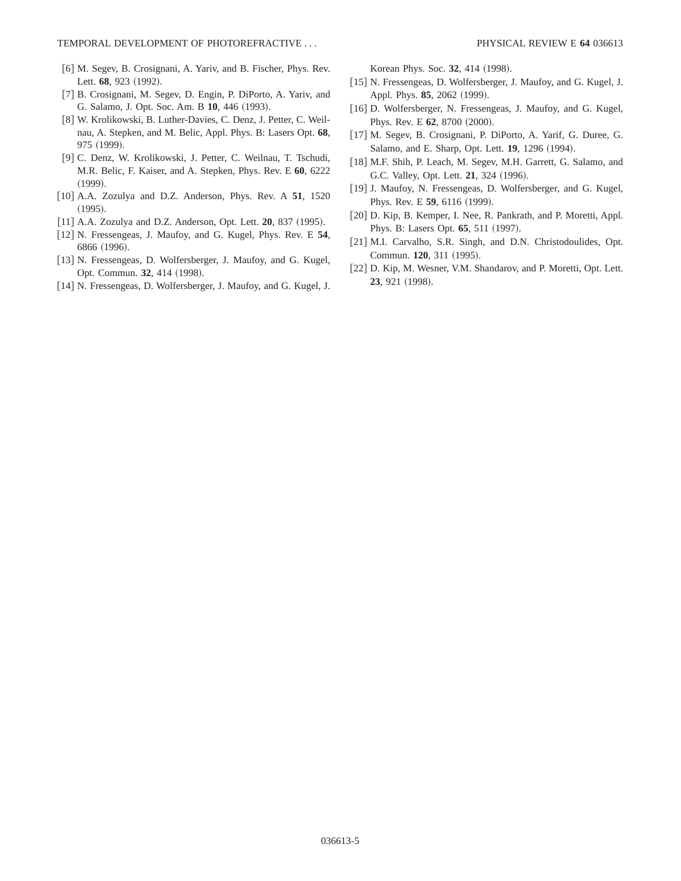[6] M. Segev, B. Crosignani, A. Yariv, and B. Fischer, Phys. Rev. Lett. **68**, 923 (1992).

[7] B. Crosignani, M. Segev, D. Engin, P. DiPorto, A. Yariv, and G. Salamo, J. Opt. Soc. Am. B **10**, 446 (1993).

[8] W. Krolikowski, B. Luther-Davies, C. Denz, J. Petter, C. Weilnau, A. Stepken, and M. Belic, Appl. Phys. B: Lasers Opt. **68**, 975 (1999).

[9] C. Denz, W. Krolikowski, J. Petter, C. Weilnau, T. Tschudi, M.R. Belic, F. Kaiser, and A. Stepken, Phys. Rev. E **60**, 6222 (1999).

[10] A.A. Zozulya and D.Z. Anderson, Phys. Rev. A **51**, 1520 (1995).

[11] A.A. Zozulya and D.Z. Anderson, Opt. Lett. **20**, 837 (1995).

[12] N. Fressengeas, J. Maufoy, and G. Kugel, Phys. Rev. E **54**, 6866 (1996).

[13] N. Fressengeas, D. Wolfersberger, J. Maufoy, and G. Kugel, Opt. Commun. **32**, 414 (1998).

[14] N. Fressengeas, D. Wolfersberger, J. Maufoy, and G. Kugel, J. Korean Phys. Soc. **32**, 414 (1998).

[15] N. Fressengeas, D. Wolfersberger, J. Maufoy, and G. Kugel, J. Appl. Phys. **85**, 2062 (1999).

[16] D. Wolfersberger, N. Fressengeas, J. Maufoy, and G. Kugel, Phys. Rev. E **62**, 8700 (2000).

[17] M. Segev, B. Crosignani, P. DiPorto, A. Yarif, G. Duree, G. Salamo, and E. Sharp, Opt. Lett. **19**, 1296 (1994).

[18] M.F. Shih, P. Leach, M. Segev, M.H. Garrett, G. Salamo, and G.C. Valley, Opt. Lett. **21**, 324 (1996).

[19] J. Maufoy, N. Fressengeas, D. Wolfersberger, and G. Kugel, Phys. Rev. E **59**, 6116 (1999).

[20] D. Kip, B. Kemper, I. Nee, R. Pankrath, and P. Moretti, Appl. Phys. B: Lasers Opt. **65**, 511 (1997).

[21] M.I. Carvalho, S.R. Singh, and D.N. Christodoulides, Opt. Commun. **120**, 311 (1995).

[22] D. Kip, M. Wesner, V.M. Shandarov, and P. Moretti, Opt. Lett. **23**, 921 (1998).